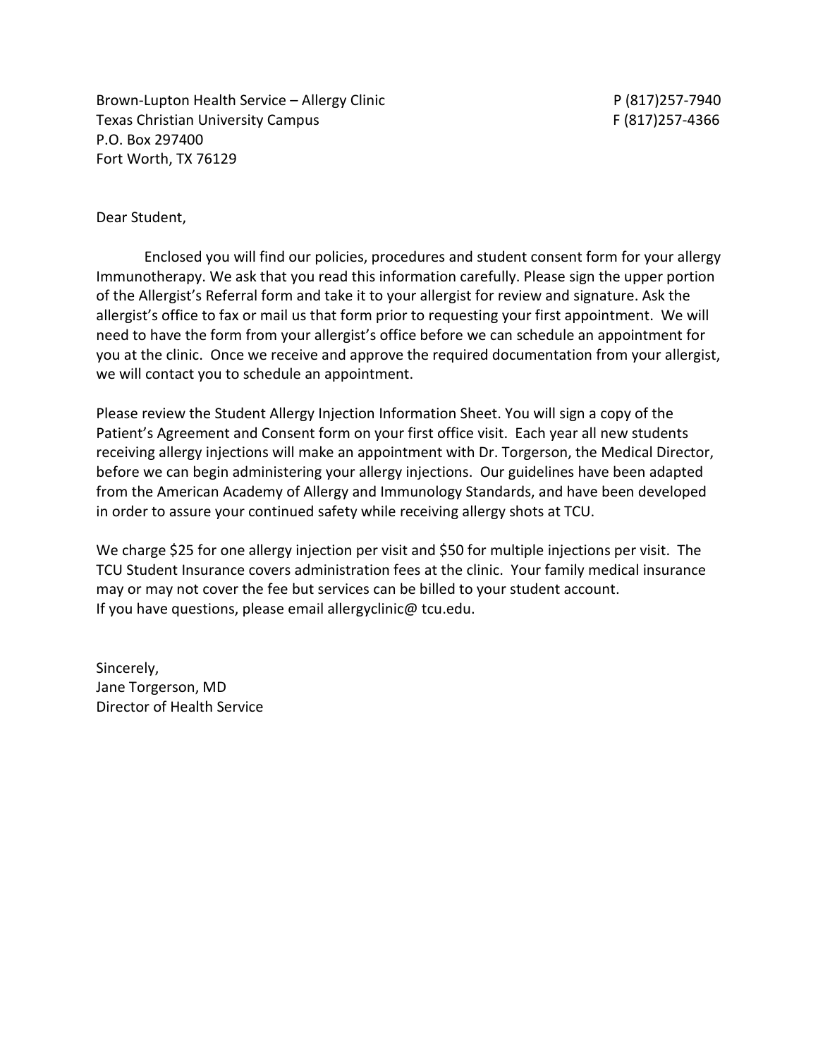Brown-Lupton Health Service – Allergy Clinic
Texas Christian University Campus
P.O. Box 297400
Fort Worth, TX 76129

P (817)257-7940
F (817)257-4366

Dear Student,

Enclosed you will find our policies, procedures and student consent form for your allergy Immunotherapy. We ask that you read this information carefully. Please sign the upper portion of the Allergist's Referral form and take it to your allergist for review and signature. Ask the allergist's office to fax or mail us that form prior to requesting your first appointment. We will need to have the form from your allergist's office before we can schedule an appointment for you at the clinic. Once we receive and approve the required documentation from your allergist, we will contact you to schedule an appointment.

Please review the Student Allergy Injection Information Sheet. You will sign a copy of the Patient's Agreement and Consent form on your first office visit. Each year all new students receiving allergy injections will make an appointment with Dr. Torgerson, the Medical Director, before we can begin administering your allergy injections. Our guidelines have been adapted from the American Academy of Allergy and Immunology Standards, and have been developed in order to assure your continued safety while receiving allergy shots at TCU.

We charge $25 for one allergy injection per visit and $50 for multiple injections per visit. The TCU Student Insurance covers administration fees at the clinic. Your family medical insurance may or may not cover the fee but services can be billed to your student account.
If you have questions, please email allergyclinic@ tcu.edu.

Sincerely,
Jane Torgerson, MD
Director of Health Service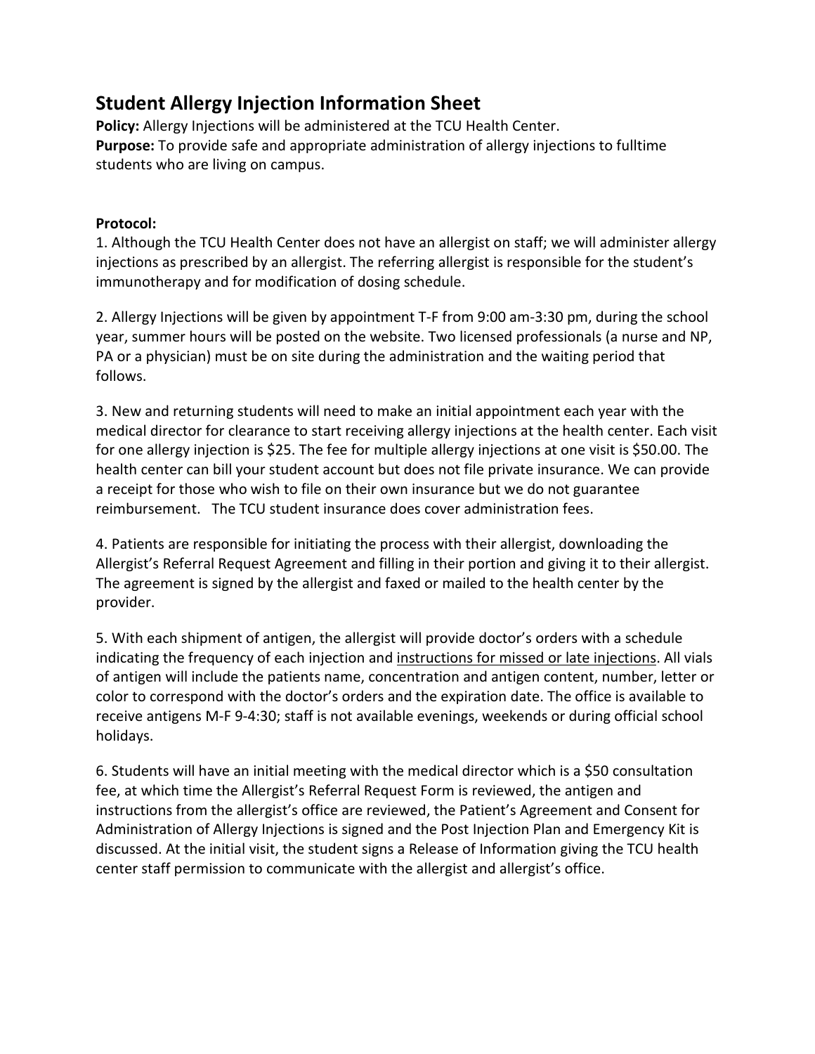# Student Allergy Injection Information Sheet

**Policy:** Allergy Injections will be administered at the TCU Health Center.
**Purpose:** To provide safe and appropriate administration of allergy injections to fulltime students who are living on campus.

**Protocol:**

1. Although the TCU Health Center does not have an allergist on staff; we will administer allergy injections as prescribed by an allergist. The referring allergist is responsible for the student's immunotherapy and for modification of dosing schedule.

2. Allergy Injections will be given by appointment T-F from 9:00 am-3:30 pm, during the school year, summer hours will be posted on the website. Two licensed professionals (a nurse and NP, PA or a physician) must be on site during the administration and the waiting period that follows.

3. New and returning students will need to make an initial appointment each year with the medical director for clearance to start receiving allergy injections at the health center. Each visit for one allergy injection is $25. The fee for multiple allergy injections at one visit is $50.00. The health center can bill your student account but does not file private insurance. We can provide a receipt for those who wish to file on their own insurance but we do not guarantee reimbursement. The TCU student insurance does cover administration fees.

4. Patients are responsible for initiating the process with their allergist, downloading the Allergist's Referral Request Agreement and filling in their portion and giving it to their allergist. The agreement is signed by the allergist and faxed or mailed to the health center by the provider.

5. With each shipment of antigen, the allergist will provide doctor's orders with a schedule indicating the frequency of each injection and <u>instructions for missed or late injections</u>. All vials of antigen will include the patients name, concentration and antigen content, number, letter or color to correspond with the doctor's orders and the expiration date. The office is available to receive antigens M-F 9-4:30; staff is not available evenings, weekends or during official school holidays.

6. Students will have an initial meeting with the medical director which is a $50 consultation fee, at which time the Allergist's Referral Request Form is reviewed, the antigen and instructions from the allergist's office are reviewed, the Patient's Agreement and Consent for Administration of Allergy Injections is signed and the Post Injection Plan and Emergency Kit is discussed. At the initial visit, the student signs a Release of Information giving the TCU health center staff permission to communicate with the allergist and allergist's office.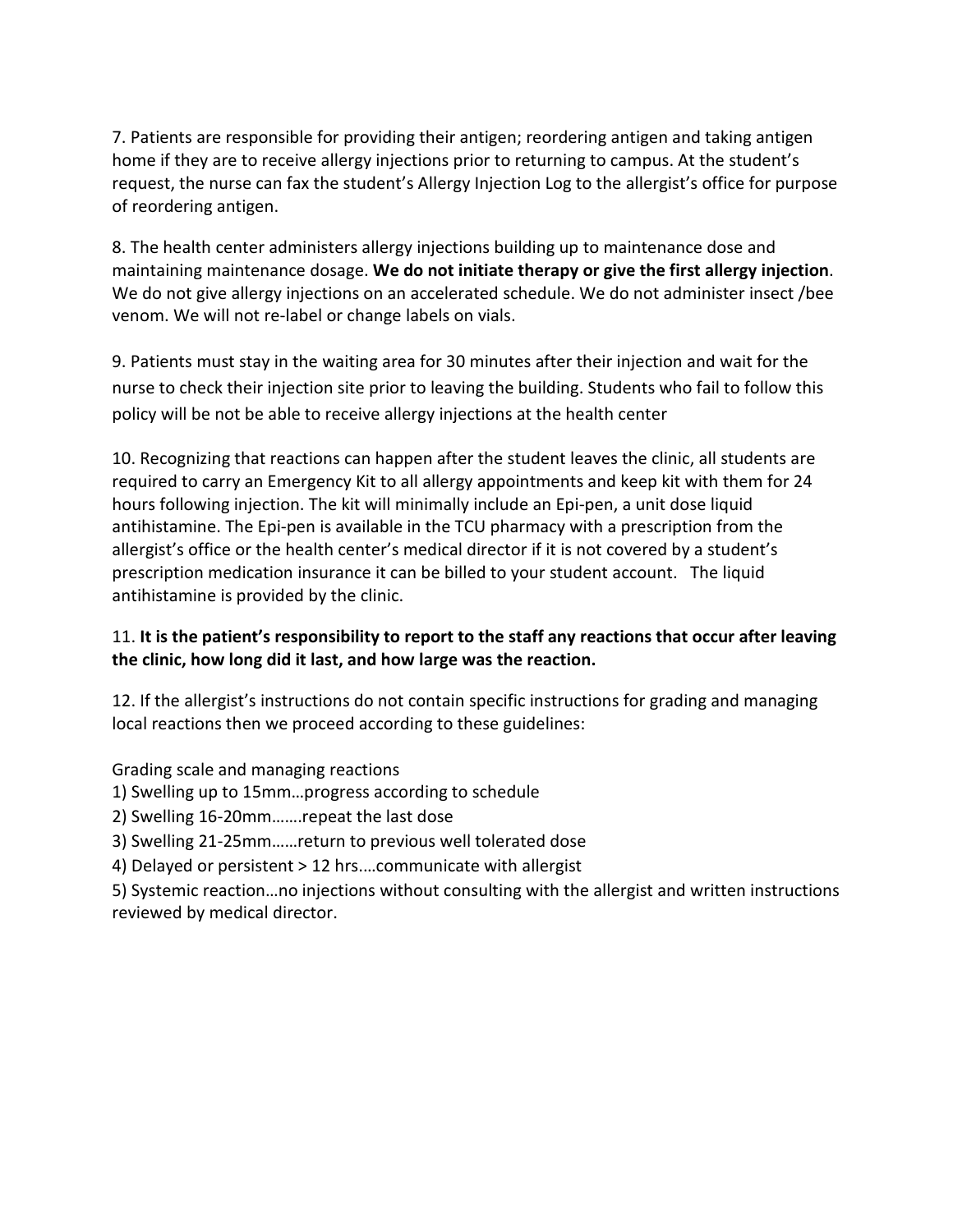7. Patients are responsible for providing their antigen; reordering antigen and taking antigen home if they are to receive allergy injections prior to returning to campus. At the student's request, the nurse can fax the student's Allergy Injection Log to the allergist's office for purpose of reordering antigen.

8. The health center administers allergy injections building up to maintenance dose and maintaining maintenance dosage. **We do not initiate therapy or give the first allergy injection**. We do not give allergy injections on an accelerated schedule. We do not administer insect /bee venom. We will not re-label or change labels on vials.

9. Patients must stay in the waiting area for 30 minutes after their injection and wait for the nurse to check their injection site prior to leaving the building. Students who fail to follow this policy will be not be able to receive allergy injections at the health center

10. Recognizing that reactions can happen after the student leaves the clinic, all students are required to carry an Emergency Kit to all allergy appointments and keep kit with them for 24 hours following injection. The kit will minimally include an Epi-pen, a unit dose liquid antihistamine. The Epi-pen is available in the TCU pharmacy with a prescription from the allergist's office or the health center's medical director if it is not covered by a student's prescription medication insurance it can be billed to your student account. The liquid antihistamine is provided by the clinic.

11. **It is the patient's responsibility to report to the staff any reactions that occur after leaving the clinic, how long did it last, and how large was the reaction.**

12. If the allergist's instructions do not contain specific instructions for grading and managing local reactions then we proceed according to these guidelines:

Grading scale and managing reactions

1) Swelling up to 15mm…progress according to schedule
2) Swelling 16-20mm…….repeat the last dose
3) Swelling 21-25mm……return to previous well tolerated dose
4) Delayed or persistent > 12 hrs.…communicate with allergist
5) Systemic reaction…no injections without consulting with the allergist and written instructions reviewed by medical director.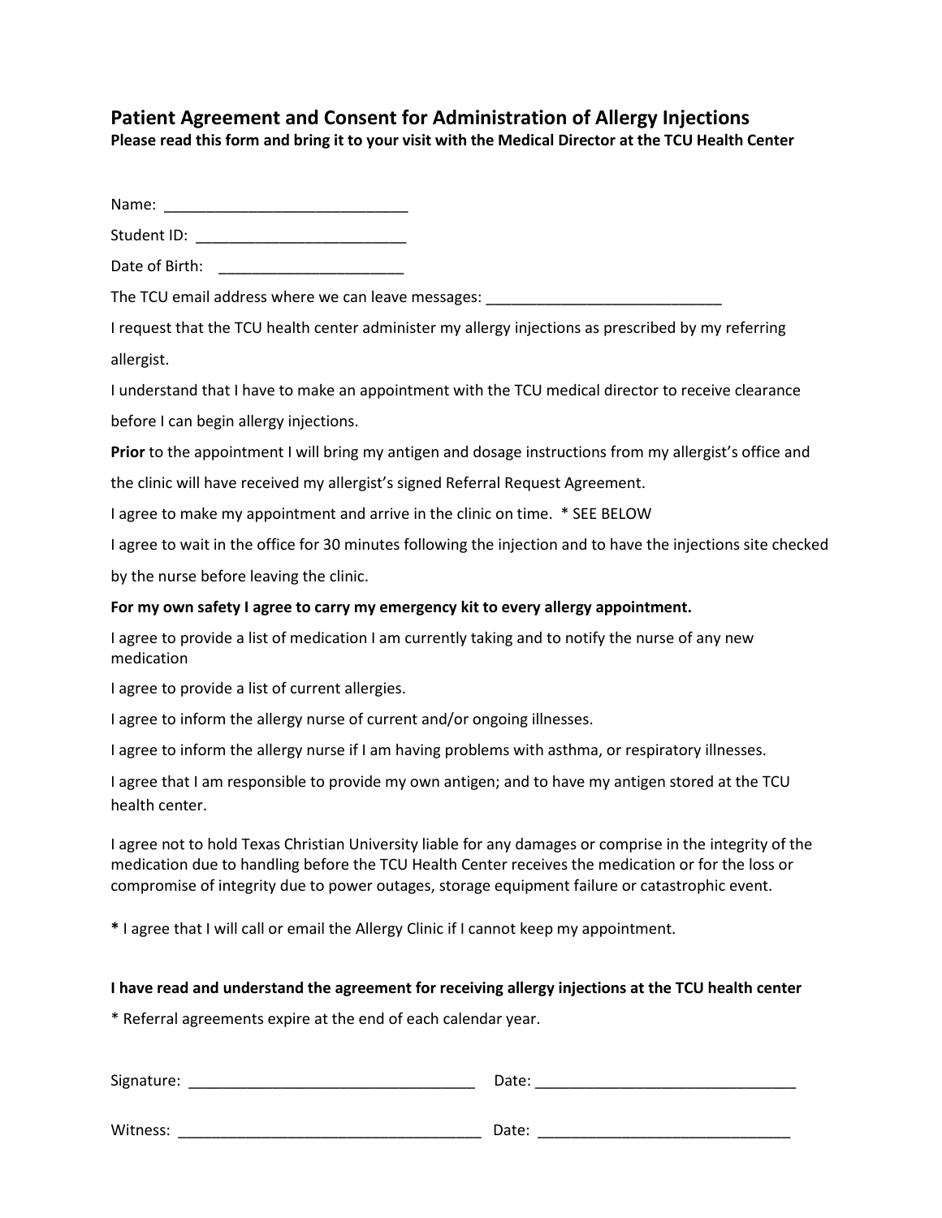## Patient Agreement and Consent for Administration of Allergy Injections

**Please read this form and bring it to your visit with the Medical Director at the TCU Health Center**

Name: _____________________________

Student ID: _________________________

Date of Birth: ______________________

The TCU email address where we can leave messages: ____________________________

I request that the TCU health center administer my allergy injections as prescribed by my referring allergist.

I understand that I have to make an appointment with the TCU medical director to receive clearance before I can begin allergy injections.

**Prior** to the appointment I will bring my antigen and dosage instructions from my allergist's office and the clinic will have received my allergist's signed Referral Request Agreement.

I agree to make my appointment and arrive in the clinic on time. * SEE BELOW

I agree to wait in the office for 30 minutes following the injection and to have the injections site checked by the nurse before leaving the clinic.

**For my own safety I agree to carry my emergency kit to every allergy appointment.**

I agree to provide a list of medication I am currently taking and to notify the nurse of any new medication

I agree to provide a list of current allergies.

I agree to inform the allergy nurse of current and/or ongoing illnesses.

I agree to inform the allergy nurse if I am having problems with asthma, or respiratory illnesses.

I agree that I am responsible to provide my own antigen; and to have my antigen stored at the TCU health center.

I agree not to hold Texas Christian University liable for any damages or comprise in the integrity of the medication due to handling before the TCU Health Center receives the medication or for the loss or compromise of integrity due to power outages, storage equipment failure or catastrophic event.

**\*** I agree that I will call or email the Allergy Clinic if I cannot keep my appointment.

**I have read and understand the agreement for receiving allergy injections at the TCU health center**

\* Referral agreements expire at the end of each calendar year.

Signature: __________________________________ Date: _______________________________

Witness: ____________________________________ Date: ______________________________